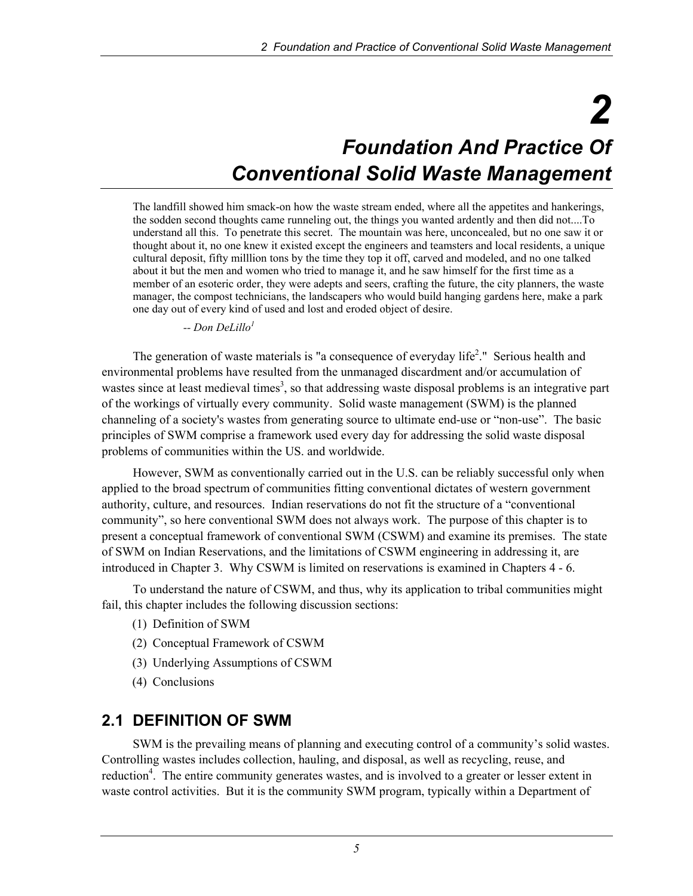# 2

# Foundation And Practice Of Conventional Solid Waste Management

> The landfill showed him smack-on how the waste stream ended, where all the appetites and hankerings, the sodden second thoughts came runneling out, the things you wanted ardently and then did not....To understand all this. To penetrate this secret. The mountain was here, unconcealed, but no one saw it or thought about it, no one knew it existed except the engineers and teamsters and local residents, a unique cultural deposit, fifty milllion tons by the time they top it off, carved and modeled, and no one talked about it but the men and women who tried to manage it, and he saw himself for the first time as a member of an esoteric order, they were adepts and seers, crafting the future, the city planners, the waste manager, the compost technicians, the landscapers who would build hanging gardens here, make a park one day out of every kind of used and lost and eroded object of desire.
>
> *-- Don DeLillo*[1]

The generation of waste materials is "a consequence of everyday life[2]." Serious health and environmental problems have resulted from the unmanaged discardment and/or accumulation of wastes since at least medieval times[3], so that addressing waste disposal problems is an integrative part of the workings of virtually every community. Solid waste management (SWM) is the planned channeling of a society's wastes from generating source to ultimate end-use or "non-use". The basic principles of SWM comprise a framework used every day for addressing the solid waste disposal problems of communities within the US. and worldwide.

However, SWM as conventionally carried out in the U.S. can be reliably successful only when applied to the broad spectrum of communities fitting conventional dictates of western government authority, culture, and resources. Indian reservations do not fit the structure of a "conventional community", so here conventional SWM does not always work. The purpose of this chapter is to present a conceptual framework of conventional SWM (CSWM) and examine its premises. The state of SWM on Indian Reservations, and the limitations of CSWM engineering in addressing it, are introduced in Chapter 3. Why CSWM is limited on reservations is examined in Chapters 4 - 6.

To understand the nature of CSWM, and thus, why its application to tribal communities might fail, this chapter includes the following discussion sections:

(1) Definition of SWM

(2) Conceptual Framework of CSWM

(3) Underlying Assumptions of CSWM

(4) Conclusions

## 2.1 DEFINITION OF SWM

SWM is the prevailing means of planning and executing control of a community's solid wastes. Controlling wastes includes collection, hauling, and disposal, as well as recycling, reuse, and reduction[4]. The entire community generates wastes, and is involved to a greater or lesser extent in waste control activities. But it is the community SWM program, typically within a Department of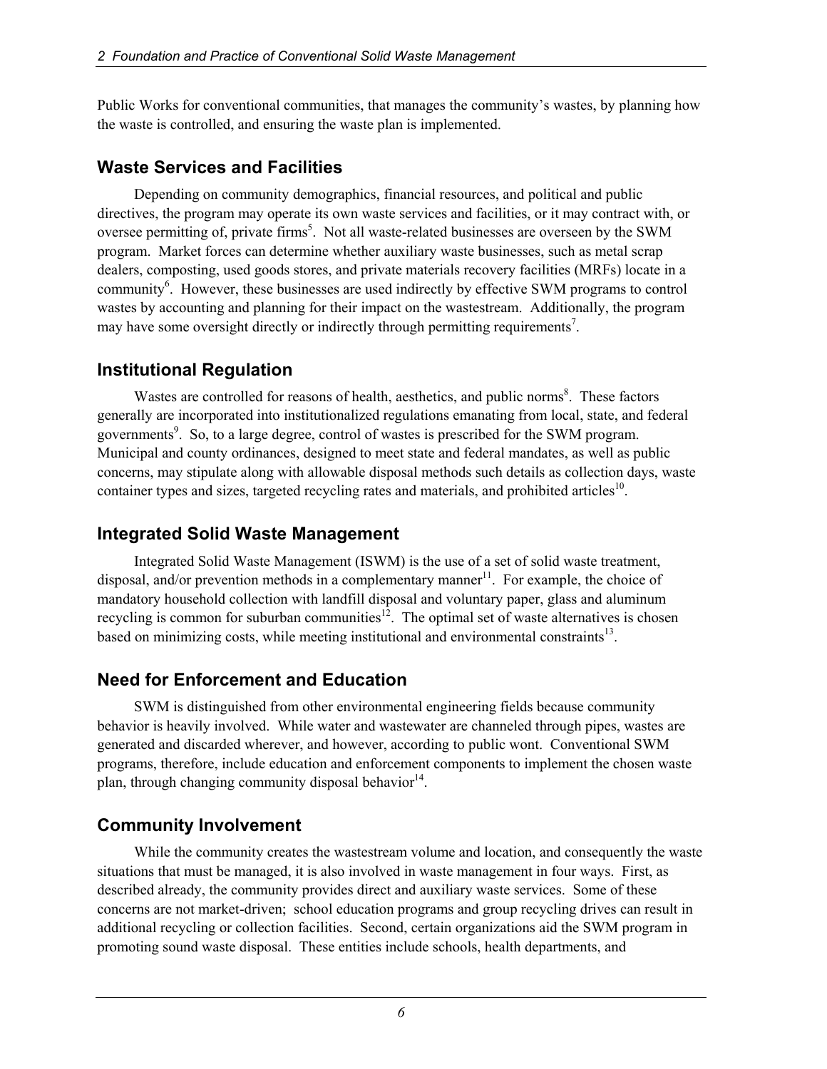Public Works for conventional communities, that manages the community's wastes, by planning how the waste is controlled, and ensuring the waste plan is implemented.

## Waste Services and Facilities

Depending on community demographics, financial resources, and political and public directives, the program may operate its own waste services and facilities, or it may contract with, or oversee permitting of, private firms[5]. Not all waste-related businesses are overseen by the SWM program. Market forces can determine whether auxiliary waste businesses, such as metal scrap dealers, composting, used goods stores, and private materials recovery facilities (MRFs) locate in a community[6]. However, these businesses are used indirectly by effective SWM programs to control wastes by accounting and planning for their impact on the wastestream. Additionally, the program may have some oversight directly or indirectly through permitting requirements[7].

## Institutional Regulation

Wastes are controlled for reasons of health, aesthetics, and public norms[8]. These factors generally are incorporated into institutionalized regulations emanating from local, state, and federal governments[9]. So, to a large degree, control of wastes is prescribed for the SWM program. Municipal and county ordinances, designed to meet state and federal mandates, as well as public concerns, may stipulate along with allowable disposal methods such details as collection days, waste container types and sizes, targeted recycling rates and materials, and prohibited articles[10].

## Integrated Solid Waste Management

Integrated Solid Waste Management (ISWM) is the use of a set of solid waste treatment, disposal, and/or prevention methods in a complementary manner[11]. For example, the choice of mandatory household collection with landfill disposal and voluntary paper, glass and aluminum recycling is common for suburban communities[12]. The optimal set of waste alternatives is chosen based on minimizing costs, while meeting institutional and environmental constraints[13].

## Need for Enforcement and Education

SWM is distinguished from other environmental engineering fields because community behavior is heavily involved. While water and wastewater are channeled through pipes, wastes are generated and discarded wherever, and however, according to public wont. Conventional SWM programs, therefore, include education and enforcement components to implement the chosen waste plan, through changing community disposal behavior[14].

## Community Involvement

While the community creates the wastestream volume and location, and consequently the waste situations that must be managed, it is also involved in waste management in four ways. First, as described already, the community provides direct and auxiliary waste services. Some of these concerns are not market-driven; school education programs and group recycling drives can result in additional recycling or collection facilities. Second, certain organizations aid the SWM program in promoting sound waste disposal. These entities include schools, health departments, and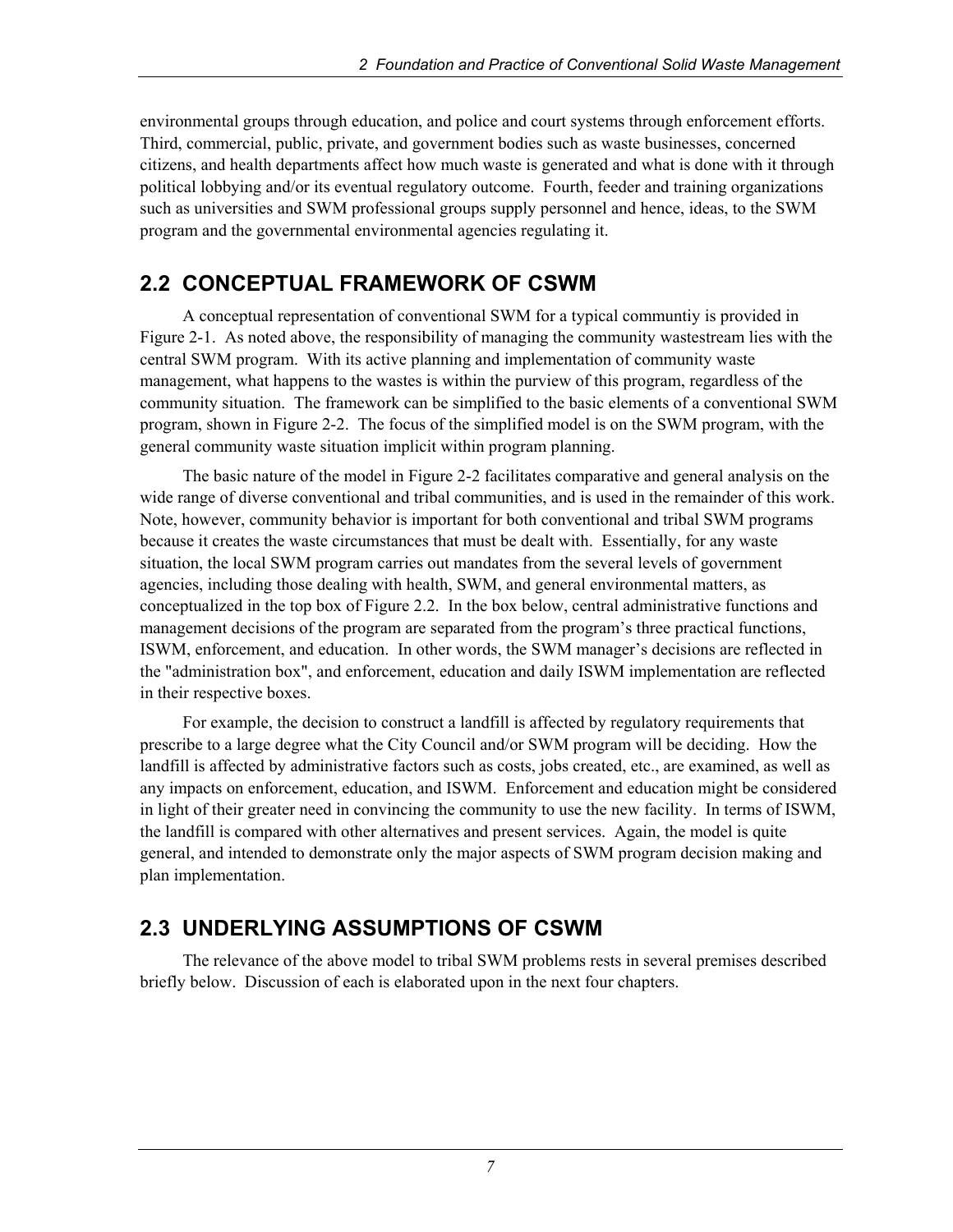environmental groups through education, and police and court systems through enforcement efforts. Third, commercial, public, private, and government bodies such as waste businesses, concerned citizens, and health departments affect how much waste is generated and what is done with it through political lobbying and/or its eventual regulatory outcome. Fourth, feeder and training organizations such as universities and SWM professional groups supply personnel and hence, ideas, to the SWM program and the governmental environmental agencies regulating it.

## 2.2 CONCEPTUAL FRAMEWORK OF CSWM

A conceptual representation of conventional SWM for a typical communtiy is provided in Figure 2-1. As noted above, the responsibility of managing the community wastestream lies with the central SWM program. With its active planning and implementation of community waste management, what happens to the wastes is within the purview of this program, regardless of the community situation. The framework can be simplified to the basic elements of a conventional SWM program, shown in Figure 2-2. The focus of the simplified model is on the SWM program, with the general community waste situation implicit within program planning.

The basic nature of the model in Figure 2-2 facilitates comparative and general analysis on the wide range of diverse conventional and tribal communities, and is used in the remainder of this work. Note, however, community behavior is important for both conventional and tribal SWM programs because it creates the waste circumstances that must be dealt with. Essentially, for any waste situation, the local SWM program carries out mandates from the several levels of government agencies, including those dealing with health, SWM, and general environmental matters, as conceptualized in the top box of Figure 2.2. In the box below, central administrative functions and management decisions of the program are separated from the program's three practical functions, ISWM, enforcement, and education. In other words, the SWM manager's decisions are reflected in the "administration box", and enforcement, education and daily ISWM implementation are reflected in their respective boxes.

For example, the decision to construct a landfill is affected by regulatory requirements that prescribe to a large degree what the City Council and/or SWM program will be deciding. How the landfill is affected by administrative factors such as costs, jobs created, etc., are examined, as well as any impacts on enforcement, education, and ISWM. Enforcement and education might be considered in light of their greater need in convincing the community to use the new facility. In terms of ISWM, the landfill is compared with other alternatives and present services. Again, the model is quite general, and intended to demonstrate only the major aspects of SWM program decision making and plan implementation.

## 2.3 UNDERLYING ASSUMPTIONS OF CSWM

The relevance of the above model to tribal SWM problems rests in several premises described briefly below. Discussion of each is elaborated upon in the next four chapters.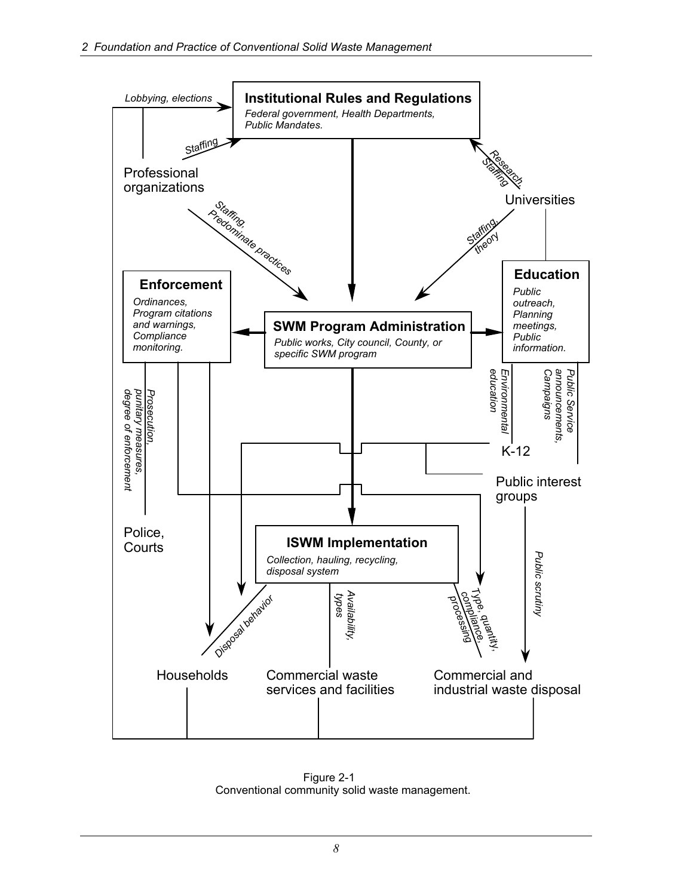**Institutional Rules and Regulations**

*Federal government, Health Departments, Public Mandates.*

*Lobbying, elections*

*Staffing*

Professional organizations

*Research, Staffing*

Universities

*Staffing, Predominate practices*

*Staffing, theory*

**Enforcement**

*Ordinances, Program citations and warnings, Compliance monitoring.*

**SWM Program Administration**

*Public works, City council, County, or specific SWM program*

**Education**

*Public outreach, Planning meetings, Public information.*

*Prosecution, punitary measures, degree of enforcement*

*Environmental education*

*Public Service announcements, Campaigns*

K-12

Public interest groups

Police, Courts

**ISWM Implementation**

*Collection, hauling, recycling, disposal system*

*Public scrutiny*

*Disposal behavior*

*Availability, types*

*Type, quantity, compliance, processing*

Households

Commercial waste services and facilities

Commercial and industrial waste disposal

Figure 2-1
Conventional community solid waste management.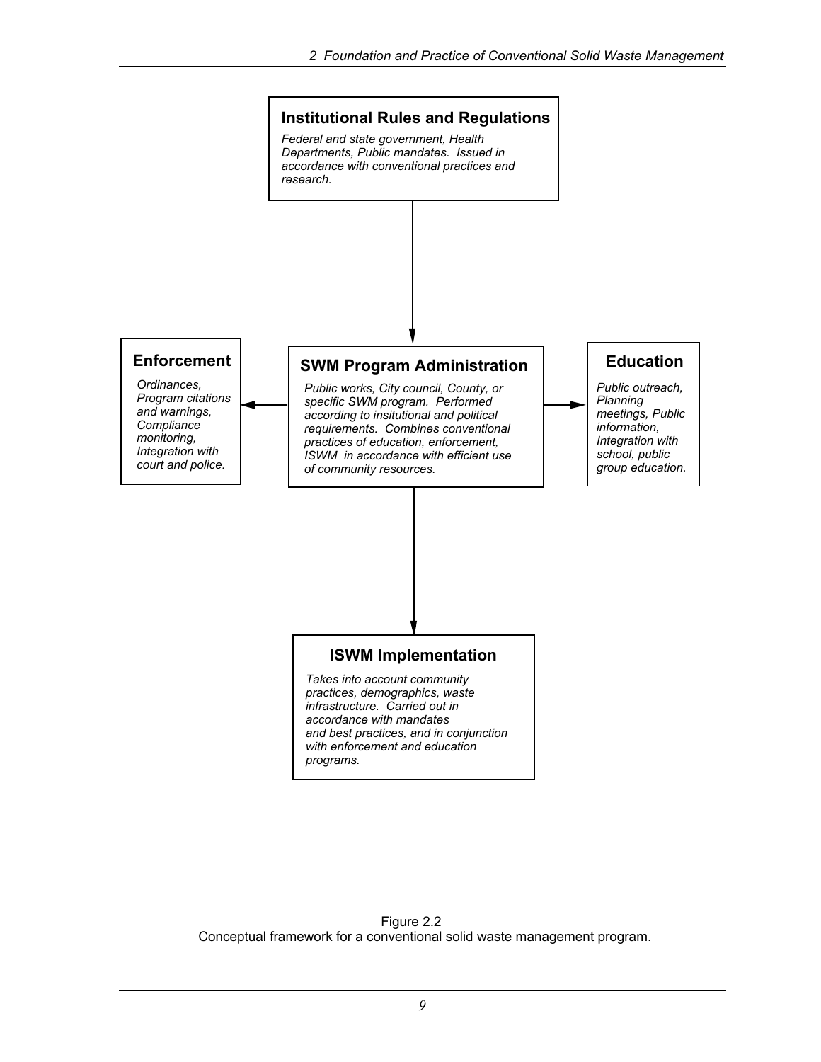**Institutional Rules and Regulations**

*Federal and state government, Health Departments, Public mandates. Issued in accordance with conventional practices and research.*

**Enforcement**

*Ordinances, Program citations and warnings, Compliance monitoring, Integration with court and police.*

**SWM Program Administration**

*Public works, City council, County, or specific SWM program. Performed according to insitutional and political requirements. Combines conventional practices of education, enforcement, ISWM in accordance with efficient use of community resources.*

**Education**

*Public outreach, Planning meetings, Public information, Integration with school, public group education.*

**ISWM Implementation**

*Takes into account community practices, demographics, waste infrastructure. Carried out in accordance with mandates and best practices, and in conjunction with enforcement and education programs.*

Figure 2.2
Conceptual framework for a conventional solid waste management program.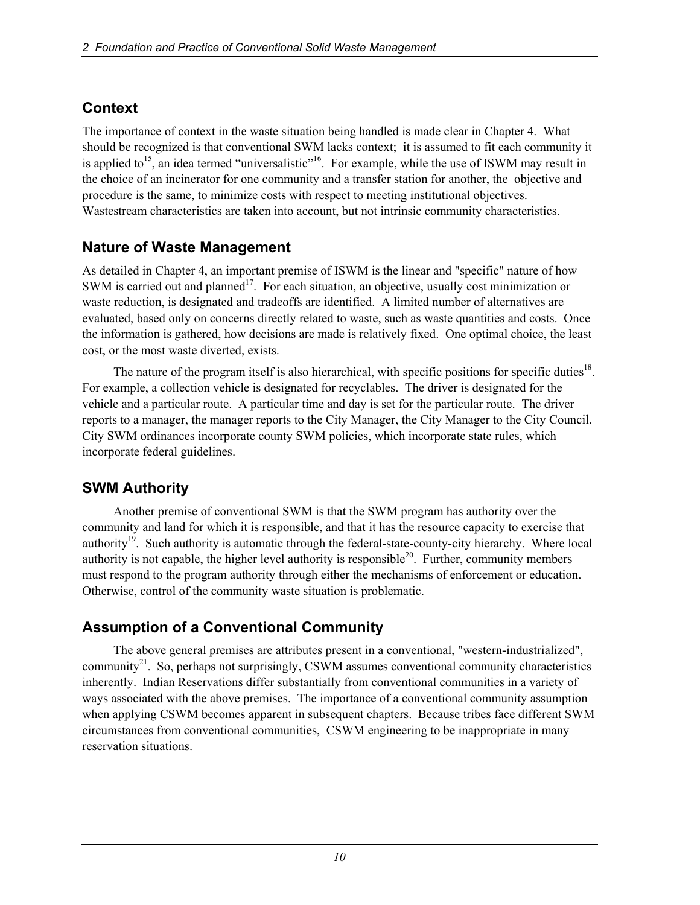## Context

The importance of context in the waste situation being handled is made clear in Chapter 4. What should be recognized is that conventional SWM lacks context; it is assumed to fit each community it is applied to[15], an idea termed "universalistic"[16]. For example, while the use of ISWM may result in the choice of an incinerator for one community and a transfer station for another, the objective and procedure is the same, to minimize costs with respect to meeting institutional objectives. Wastestream characteristics are taken into account, but not intrinsic community characteristics.

## Nature of Waste Management

As detailed in Chapter 4, an important premise of ISWM is the linear and "specific" nature of how SWM is carried out and planned[17]. For each situation, an objective, usually cost minimization or waste reduction, is designated and tradeoffs are identified. A limited number of alternatives are evaluated, based only on concerns directly related to waste, such as waste quantities and costs. Once the information is gathered, how decisions are made is relatively fixed. One optimal choice, the least cost, or the most waste diverted, exists.

The nature of the program itself is also hierarchical, with specific positions for specific duties[18]. For example, a collection vehicle is designated for recyclables. The driver is designated for the vehicle and a particular route. A particular time and day is set for the particular route. The driver reports to a manager, the manager reports to the City Manager, the City Manager to the City Council. City SWM ordinances incorporate county SWM policies, which incorporate state rules, which incorporate federal guidelines.

## SWM Authority

Another premise of conventional SWM is that the SWM program has authority over the community and land for which it is responsible, and that it has the resource capacity to exercise that authority[19]. Such authority is automatic through the federal-state-county-city hierarchy. Where local authority is not capable, the higher level authority is responsible[20]. Further, community members must respond to the program authority through either the mechanisms of enforcement or education. Otherwise, control of the community waste situation is problematic.

## Assumption of a Conventional Community

The above general premises are attributes present in a conventional, "western-industrialized", community[21]. So, perhaps not surprisingly, CSWM assumes conventional community characteristics inherently. Indian Reservations differ substantially from conventional communities in a variety of ways associated with the above premises. The importance of a conventional community assumption when applying CSWM becomes apparent in subsequent chapters. Because tribes face different SWM circumstances from conventional communities, CSWM engineering to be inappropriate in many reservation situations.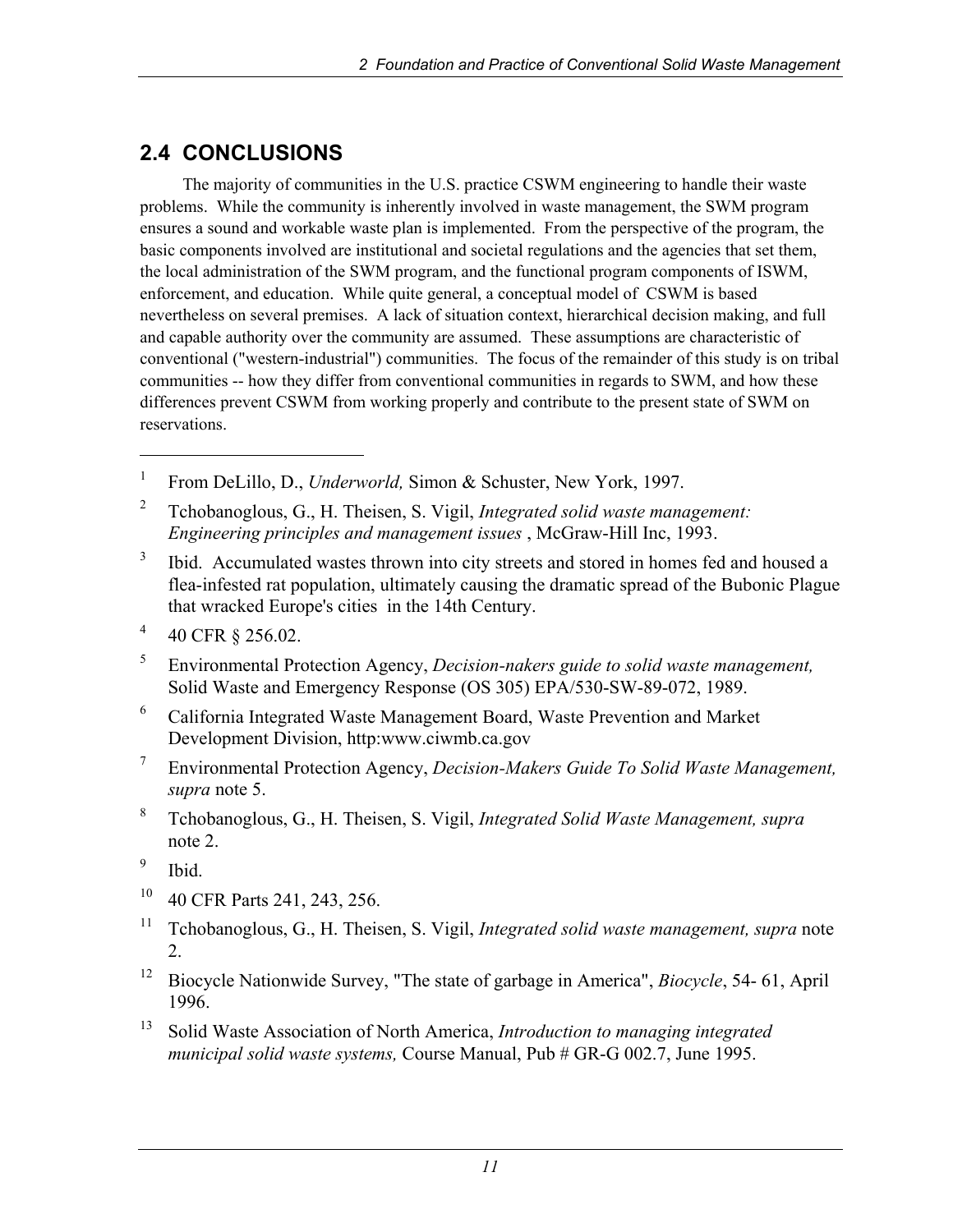## 2.4 CONCLUSIONS

The majority of communities in the U.S. practice CSWM engineering to handle their waste problems. While the community is inherently involved in waste management, the SWM program ensures a sound and workable waste plan is implemented. From the perspective of the program, the basic components involved are institutional and societal regulations and the agencies that set them, the local administration of the SWM program, and the functional program components of ISWM, enforcement, and education. While quite general, a conceptual model of CSWM is based nevertheless on several premises. A lack of situation context, hierarchical decision making, and full and capable authority over the community are assumed. These assumptions are characteristic of conventional ("western-industrial") communities. The focus of the remainder of this study is on tribal communities -- how they differ from conventional communities in regards to SWM, and how these differences prevent CSWM from working properly and contribute to the present state of SWM on reservations.

---

[1] From DeLillo, D., *Underworld,* Simon & Schuster, New York, 1997.

[2] Tchobanoglous, G., H. Theisen, S. Vigil, *Integrated solid waste management: Engineering principles and management issues* , McGraw-Hill Inc, 1993.

[3] Ibid. Accumulated wastes thrown into city streets and stored in homes fed and housed a flea-infested rat population, ultimately causing the dramatic spread of the Bubonic Plague that wracked Europe's cities in the 14th Century.

[4] 40 CFR § 256.02.

[5] Environmental Protection Agency, *Decision-nakers guide to solid waste management,* Solid Waste and Emergency Response (OS 305) EPA/530-SW-89-072, 1989.

[6] California Integrated Waste Management Board, Waste Prevention and Market Development Division, http:www.ciwmb.ca.gov

[7] Environmental Protection Agency, *Decision-Makers Guide To Solid Waste Management, supra* note 5.

[8] Tchobanoglous, G., H. Theisen, S. Vigil, *Integrated Solid Waste Management, supra* note 2.

[9] Ibid.

[10] 40 CFR Parts 241, 243, 256.

[11] Tchobanoglous, G., H. Theisen, S. Vigil, *Integrated solid waste management, supra* note 2.

[12] Biocycle Nationwide Survey, "The state of garbage in America", *Biocycle*, 54- 61, April 1996.

[13] Solid Waste Association of North America, *Introduction to managing integrated municipal solid waste systems,* Course Manual, Pub # GR-G 002.7, June 1995.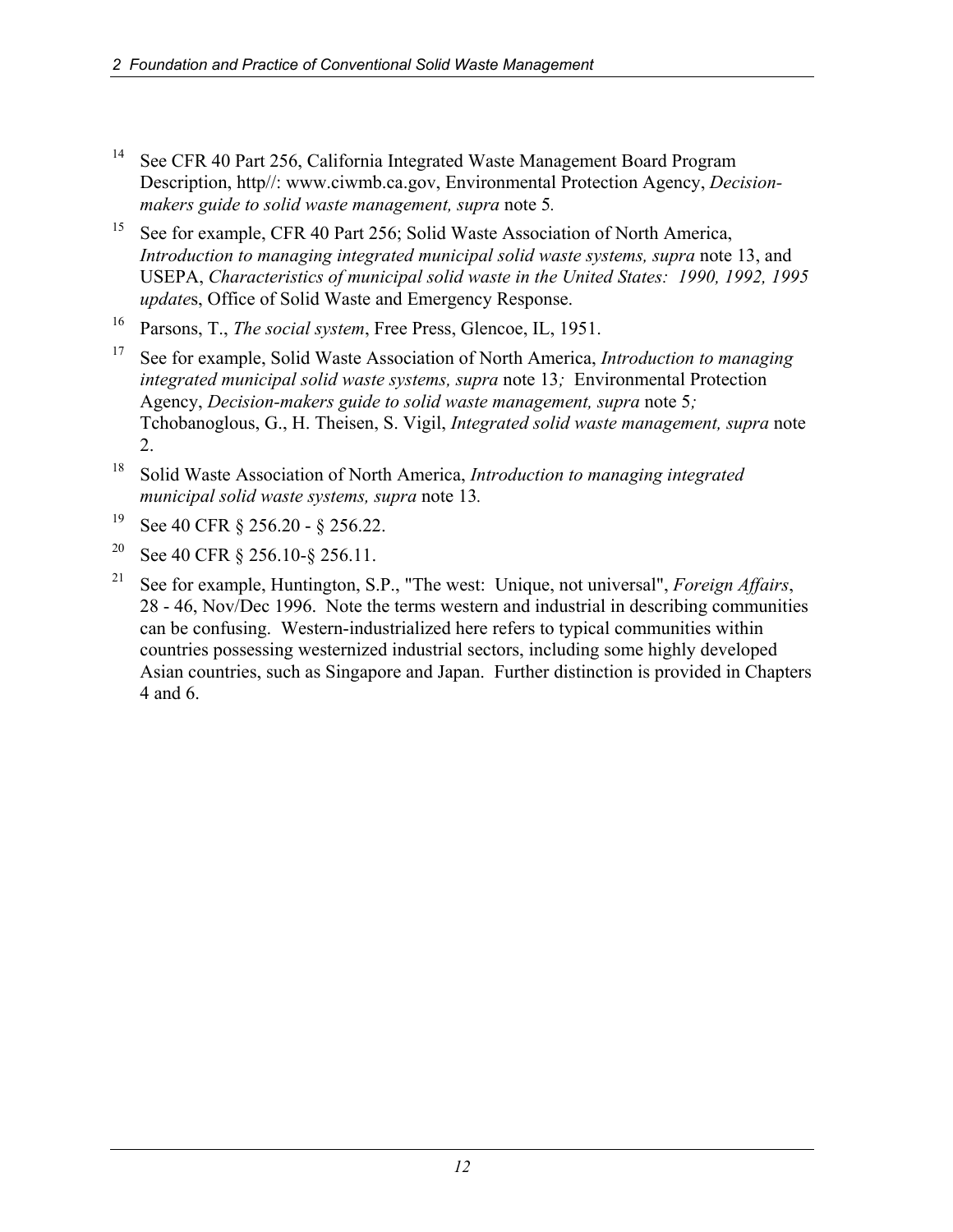[14] See CFR 40 Part 256, California Integrated Waste Management Board Program Description, http//: www.ciwmb.ca.gov, Environmental Protection Agency, *Decision-makers guide to solid waste management, supra* note 5.

[15] See for example, CFR 40 Part 256; Solid Waste Association of North America, *Introduction to managing integrated municipal solid waste systems, supra* note 13, and USEPA, *Characteristics of municipal solid waste in the United States: 1990, 1992, 1995 update*s, Office of Solid Waste and Emergency Response.

[16] Parsons, T., *The social system*, Free Press, Glencoe, IL, 1951.

[17] See for example, Solid Waste Association of North America, *Introduction to managing integrated municipal solid waste systems, supra* note 13*;* Environmental Protection Agency, *Decision-makers guide to solid waste management, supra* note 5*;* Tchobanoglous, G., H. Theisen, S. Vigil, *Integrated solid waste management, supra* note 2.

[18] Solid Waste Association of North America, *Introduction to managing integrated municipal solid waste systems, supra* note 13.

[19] See 40 CFR § 256.20 - § 256.22.

[20] See 40 CFR § 256.10-§ 256.11.

[21] See for example, Huntington, S.P., "The west: Unique, not universal", *Foreign Affairs*, 28 - 46, Nov/Dec 1996. Note the terms western and industrial in describing communities can be confusing. Western-industrialized here refers to typical communities within countries possessing westernized industrial sectors, including some highly developed Asian countries, such as Singapore and Japan. Further distinction is provided in Chapters 4 and 6.